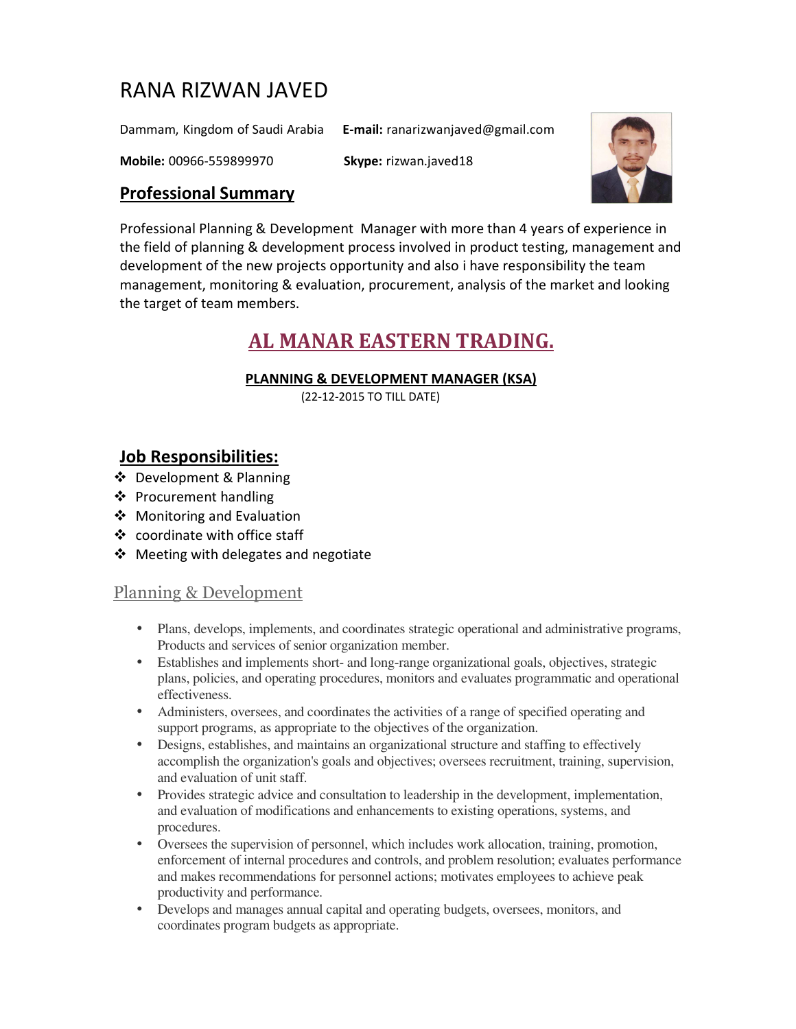# RANA RIZWAN JAVED

Dammam, Kingdom of Saudi Arabia **E-mail:** ranarizwanjaved@gmail.com

**Mobile:** 00966-559899970 **Skype:** rizwan.javed18

## Professional Summary

Professional Planning & Development Manager with more than 4 years of experience in the field of planning & development process involved in product testing, management and development of the new projects opportunity and also i have responsibility the team management, monitoring & evaluation, procurement, analysis of the market and looking the target of team members.

## AL MANAR EASTERN TRADING.

**PLANNING & DEVELOPMENT MANAGER (KSA)**

(22-12-2015 TO TILL DATE)

## Job Responsibilities:

- Development & Planning
- Procurement handling
- Monitoring and Evaluation
- coordinate with office staff
- Meeting with delegates and negotiate

### Planning & Development

- Plans, develops, implements, and coordinates strategic operational and administrative programs, Products and services of senior organization member.
- Establishes and implements short- and long-range organizational goals, objectives, strategic plans, policies, and operating procedures, monitors and evaluates programmatic and operational effectiveness.
- Administers, oversees, and coordinates the activities of a range of specified operating and support programs, as appropriate to the objectives of the organization.
- Designs, establishes, and maintains an organizational structure and staffing to effectively accomplish the organization's goals and objectives; oversees recruitment, training, supervision, and evaluation of unit staff.
- Provides strategic advice and consultation to leadership in the development, implementation, and evaluation of modifications and enhancements to existing operations, systems, and procedures.
- Oversees the supervision of personnel, which includes work allocation, training, promotion, enforcement of internal procedures and controls, and problem resolution; evaluates performance and makes recommendations for personnel actions; motivates employees to achieve peak productivity and performance.
- Develops and manages annual capital and operating budgets, oversees, monitors, and coordinates program budgets as appropriate.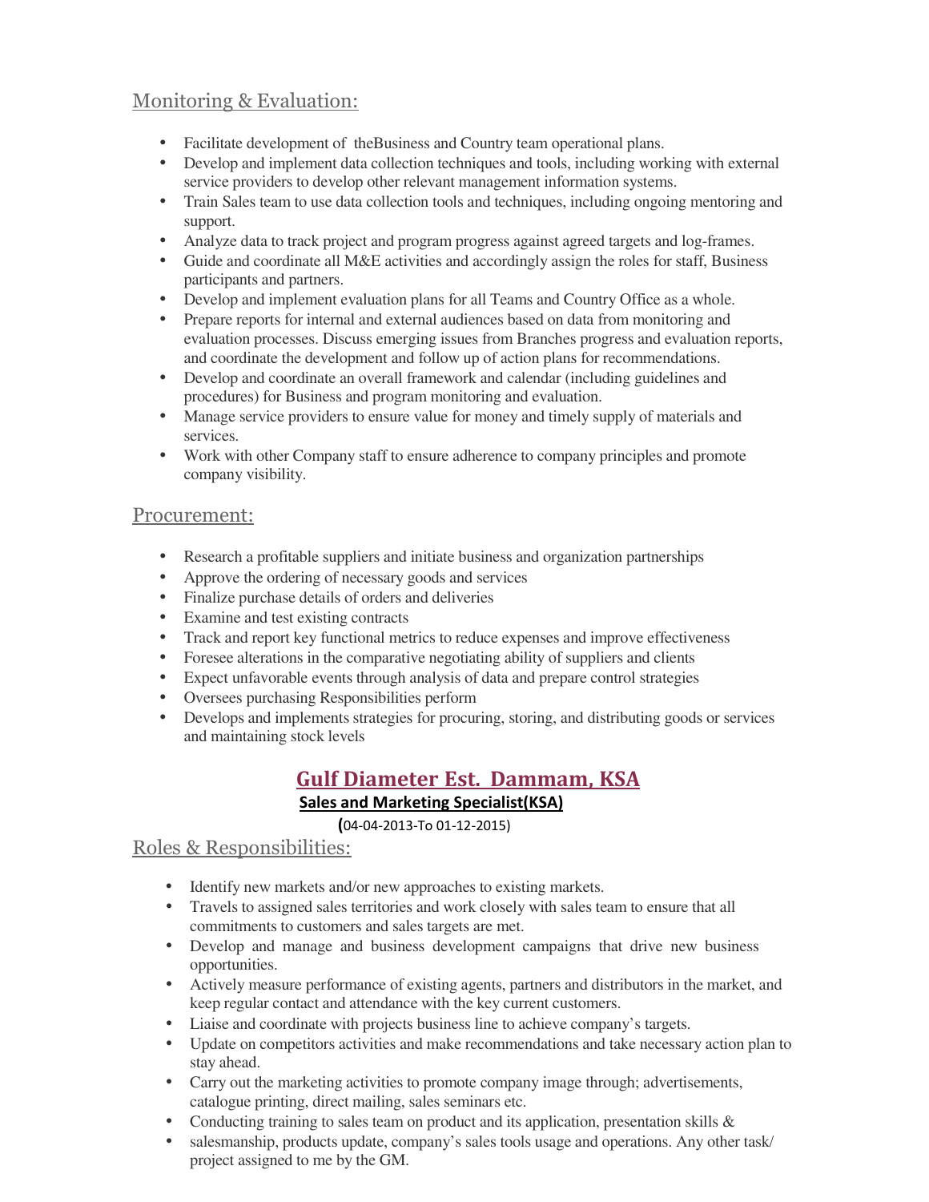## Monitoring & Evaluation:

- Facilitate development of theBusiness and Country team operational plans.
- Develop and implement data collection techniques and tools, including working with external service providers to develop other relevant management information systems.
- Train Sales team to use data collection tools and techniques, including ongoing mentoring and support.
- Analyze data to track project and program progress against agreed targets and log-frames.
- Guide and coordinate all M&E activities and accordingly assign the roles for staff, Business participants and partners.
- Develop and implement evaluation plans for all Teams and Country Office as a whole.
- Prepare reports for internal and external audiences based on data from monitoring and evaluation processes. Discuss emerging issues from Branches progress and evaluation reports, and coordinate the development and follow up of action plans for recommendations.
- Develop and coordinate an overall framework and calendar (including guidelines and procedures) for Business and program monitoring and evaluation.
- Manage service providers to ensure value for money and timely supply of materials and services.
- Work with other Company staff to ensure adherence to company principles and promote company visibility.

## Procurement:

- Research a profitable suppliers and initiate business and organization partnerships
- Approve the ordering of necessary goods and services
- Finalize purchase details of orders and deliveries
- Examine and test existing contracts
- Track and report key functional metrics to reduce expenses and improve effectiveness
- Foresee alterations in the comparative negotiating ability of suppliers and clients
- Expect unfavorable events through analysis of data and prepare control strategies
- Oversees purchasing Responsibilities perform
- Develops and implements strategies for procuring, storing, and distributing goods or services and maintaining stock levels

# Gulf Diameter Est. Dammam, KSA

**Sales and Marketing Specialist(KSA)**

(04-04-2013-To 01-12-2015)

## Roles & Responsibilities:

- Identify new markets and/or new approaches to existing markets.
- Travels to assigned sales territories and work closely with sales team to ensure that all commitments to customers and sales targets are met.
- Develop and manage and business development campaigns that drive new business opportunities.
- Actively measure performance of existing agents, partners and distributors in the market, and keep regular contact and attendance with the key current customers.
- Liaise and coordinate with projects business line to achieve company's targets.
- Update on competitors activities and make recommendations and take necessary action plan to stay ahead.
- Carry out the marketing activities to promote company image through; advertisements, catalogue printing, direct mailing, sales seminars etc.
- Conducting training to sales team on product and its application, presentation skills &
- salesmanship, products update, company's sales tools usage and operations. Any other task/ project assigned to me by the GM.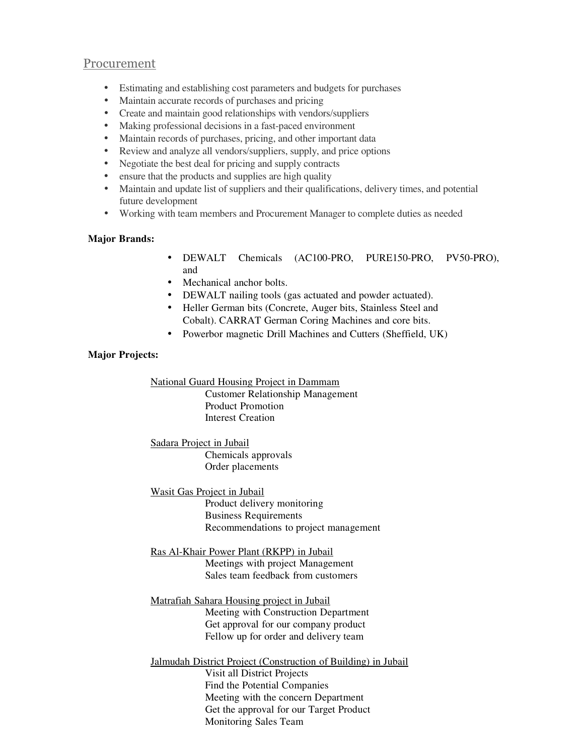## Procurement

- Estimating and establishing cost parameters and budgets for purchases
- Maintain accurate records of purchases and pricing
- Create and maintain good relationships with vendors/suppliers
- Making professional decisions in a fast-paced environment
- Maintain records of purchases, pricing, and other important data
- Review and analyze all vendors/suppliers, supply, and price options
- Negotiate the best deal for pricing and supply contracts
- ensure that the products and supplies are high quality
- Maintain and update list of suppliers and their qualifications, delivery times, and potential future development
- Working with team members and Procurement Manager to complete duties as needed

**Major Brands:**

- DEWALT Chemicals (AC100-PRO, PURE150-PRO, PV50-PRO), and
- Mechanical anchor bolts.
- DEWALT nailing tools (gas actuated and powder actuated).
- Heller German bits (Concrete, Auger bits, Stainless Steel and Cobalt). CARRAT German Coring Machines and core bits.
- Powerbor magnetic Drill Machines and Cutters (Sheffield, UK)

**Major Projects:**

<u>National Guard Housing Project in Dammam</u>

Customer Relationship Management
Product Promotion
Interest Creation

<u>Sadara Project in Jubail</u>

Chemicals approvals
Order placements

<u>Wasit Gas Project in Jubail</u>

Product delivery monitoring
Business Requirements
Recommendations to project management

<u>Ras Al-Khair Power Plant (RKPP) in Jubail</u>

Meetings with project Management
Sales team feedback from customers

<u>Matrafiah Sahara Housing project in Jubail</u>

Meeting with Construction Department
Get approval for our company product
Fellow up for order and delivery team

<u>Jalmudah District Project (Construction of Building) in Jubail</u>

Visit all District Projects
Find the Potential Companies
Meeting with the concern Department
Get the approval for our Target Product
Monitoring Sales Team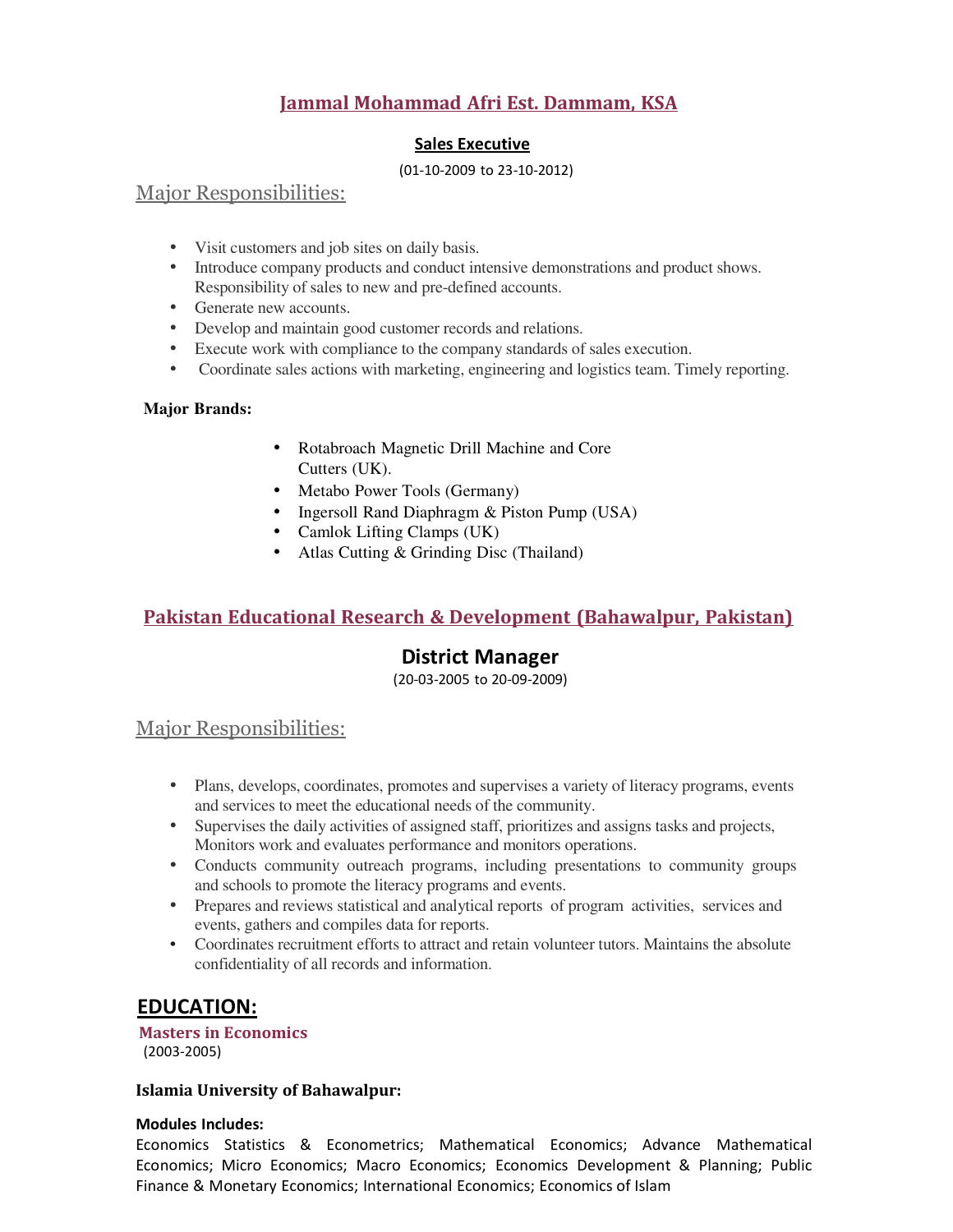## Jammal Mohammad Afri Est. Dammam, KSA

**Sales Executive**

(01-10-2009 to 23-10-2012)

### Major Responsibilities:

- Visit customers and job sites on daily basis.
- Introduce company products and conduct intensive demonstrations and product shows. Responsibility of sales to new and pre-defined accounts.
- Generate new accounts.
- Develop and maintain good customer records and relations.
- Execute work with compliance to the company standards of sales execution.
- Coordinate sales actions with marketing, engineering and logistics team. Timely reporting.

**Major Brands:**

- Rotabroach Magnetic Drill Machine and Core Cutters (UK).
- Metabo Power Tools (Germany)
- Ingersoll Rand Diaphragm & Piston Pump (USA)
- Camlok Lifting Clamps (UK)
- Atlas Cutting & Grinding Disc (Thailand)

## Pakistan Educational Research & Development (Bahawalpur, Pakistan)

**District Manager**

(20-03-2005 to 20-09-2009)

### Major Responsibilities:

- Plans, develops, coordinates, promotes and supervises a variety of literacy programs, events and services to meet the educational needs of the community.
- Supervises the daily activities of assigned staff, prioritizes and assigns tasks and projects, Monitors work and evaluates performance and monitors operations.
- Conducts community outreach programs, including presentations to community groups and schools to promote the literacy programs and events.
- Prepares and reviews statistical and analytical reports of program activities, services and events, gathers and compiles data for reports.
- Coordinates recruitment efforts to attract and retain volunteer tutors. Maintains the absolute confidentiality of all records and information.

## EDUCATION:

**Masters in Economics**
(2003-2005)

**Islamia University of Bahawalpur:**

**Modules Includes:**
Economics Statistics & Econometrics; Mathematical Economics; Advance Mathematical Economics; Micro Economics; Macro Economics; Economics Development & Planning; Public Finance & Monetary Economics; International Economics; Economics of Islam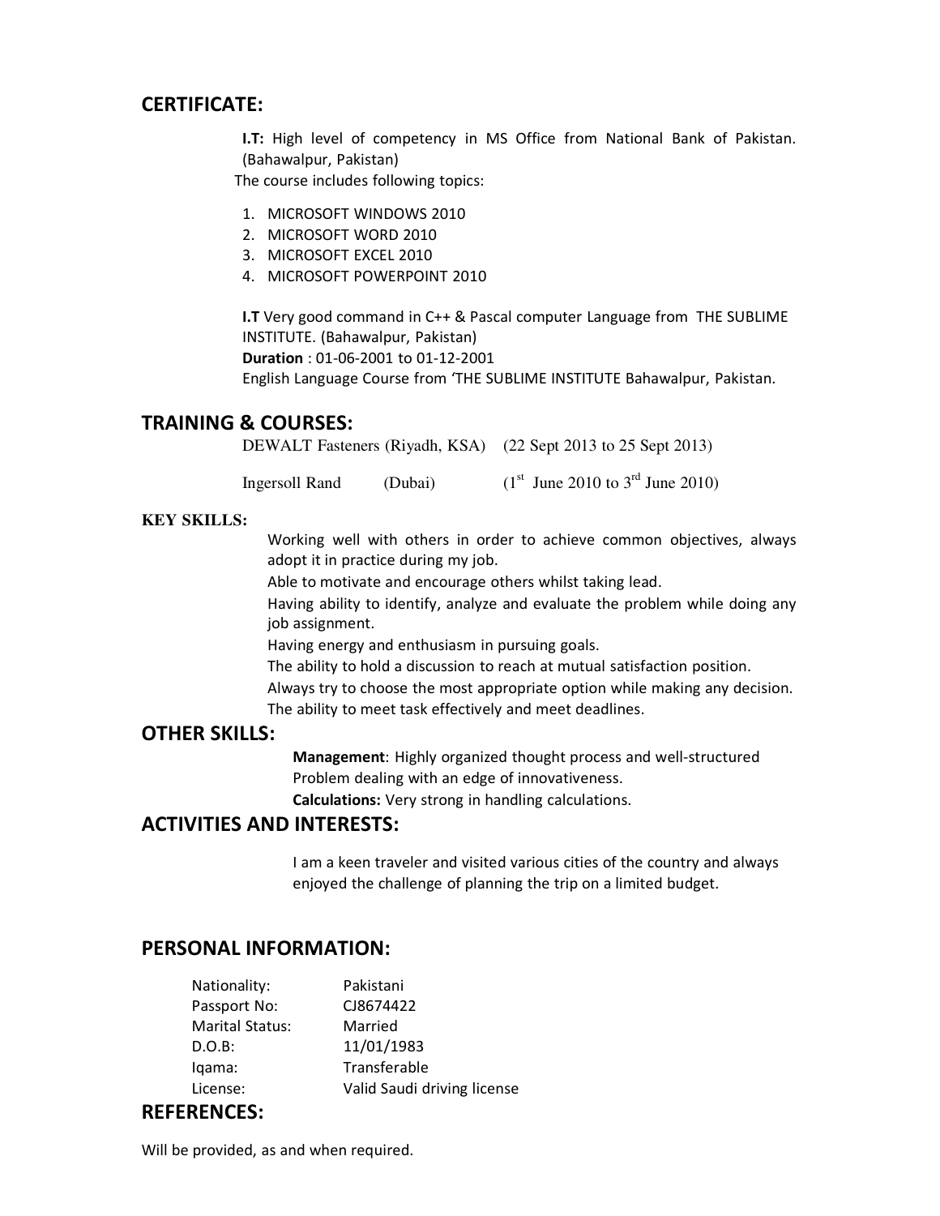## CERTIFICATE:

**I.T:** High level of competency in MS Office from National Bank of Pakistan. (Bahawalpur, Pakistan)

The course includes following topics:

1. MICROSOFT WINDOWS 2010
2. MICROSOFT WORD 2010
3. MICROSOFT EXCEL 2010
4. MICROSOFT POWERPOINT 2010

**I.T** Very good command in C++ & Pascal computer Language from THE SUBLIME INSTITUTE. (Bahawalpur, Pakistan)

**Duration** : 01-06-2001 to 01-12-2001

English Language Course from 'THE SUBLIME INSTITUTE Bahawalpur, Pakistan.

## TRAINING & COURSES:

| | | |
|---|---|---|
| DEWALT Fasteners | (Riyadh, KSA) | (22 Sept 2013 to 25 Sept 2013) |
| Ingersoll Rand | (Dubai) | (1st June 2010 to 3rd June 2010) |

**KEY SKILLS:**

Working well with others in order to achieve common objectives, always adopt it in practice during my job.

Able to motivate and encourage others whilst taking lead.

Having ability to identify, analyze and evaluate the problem while doing any job assignment.

Having energy and enthusiasm in pursuing goals.

The ability to hold a discussion to reach at mutual satisfaction position.

Always try to choose the most appropriate option while making any decision.

The ability to meet task effectively and meet deadlines.

## OTHER SKILLS:

**Management**: Highly organized thought process and well-structured Problem dealing with an edge of innovativeness.

**Calculations:** Very strong in handling calculations.

## ACTIVITIES AND INTERESTS:

I am a keen traveler and visited various cities of the country and always enjoyed the challenge of planning the trip on a limited budget.

## PERSONAL INFORMATION:

| | |
|---|---|
| Nationality: | Pakistani |
| Passport No: | CJ8674422 |
| Marital Status: | Married |
| D.O.B: | 11/01/1983 |
| Iqama: | Transferable |
| License: | Valid Saudi driving license |

## REFERENCES:

Will be provided, as and when required.